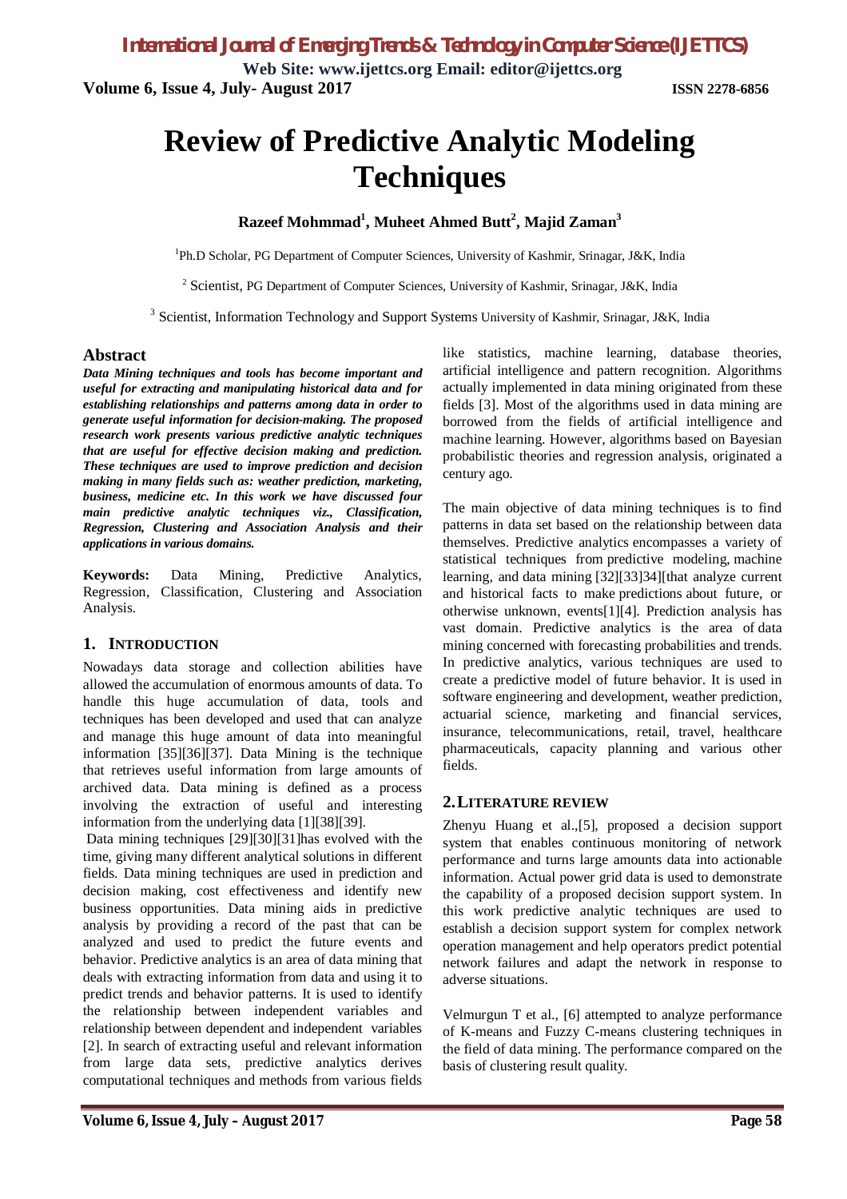# Review of Predictive Analytic Modeling Techniques

**Razeef Mohmmad[1], Muheet Ahmed Butt[2], Majid Zaman[3]**

[1]Ph.D Scholar, PG Department of Computer Sciences, University of Kashmir, Srinagar, J&K, India

[2] Scientist, PG Department of Computer Sciences, University of Kashmir, Srinagar, J&K, India

[3] Scientist, Information Technology and Support Systems University of Kashmir, Srinagar, J&K, India

## Abstract

***Data Mining techniques and tools has become important and useful for extracting and manipulating historical data and for establishing relationships and patterns among data in order to generate useful information for decision-making. The proposed research work presents various predictive analytic techniques that are useful for effective decision making and prediction. These techniques are used to improve prediction and decision making in many fields such as: weather prediction, marketing, business, medicine etc. In this work we have discussed four main predictive analytic techniques viz., Classification, Regression, Clustering and Association Analysis and their applications in various domains.***

**Keywords:** Data Mining, Predictive Analytics, Regression, Classification, Clustering and Association Analysis.

## 1. INTRODUCTION

Nowadays data storage and collection abilities have allowed the accumulation of enormous amounts of data. To handle this huge accumulation of data, tools and techniques has been developed and used that can analyze and manage this huge amount of data into meaningful information [35][36][37]. Data Mining is the technique that retrieves useful information from large amounts of archived data. Data mining is defined as a process involving the extraction of useful and interesting information from the underlying data [1][38][39].

Data mining techniques [29][30][31]has evolved with the time, giving many different analytical solutions in different fields. Data mining techniques are used in prediction and decision making, cost effectiveness and identify new business opportunities. Data mining aids in predictive analysis by providing a record of the past that can be analyzed and used to predict the future events and behavior. Predictive analytics is an area of data mining that deals with extracting information from data and using it to predict trends and behavior patterns. It is used to identify the relationship between independent variables and relationship between dependent and independent variables [2]. In search of extracting useful and relevant information from large data sets, predictive analytics derives computational techniques and methods from various fields like statistics, machine learning, database theories, artificial intelligence and pattern recognition. Algorithms actually implemented in data mining originated from these fields [3]. Most of the algorithms used in data mining are borrowed from the fields of artificial intelligence and machine learning. However, algorithms based on Bayesian probabilistic theories and regression analysis, originated a century ago.

The main objective of data mining techniques is to find patterns in data set based on the relationship between data themselves. Predictive analytics encompasses a variety of statistical techniques from predictive modeling, machine learning, and data mining [32][33]34][that analyze current and historical facts to make predictions about future, or otherwise unknown, events[1][4]. Prediction analysis has vast domain. Predictive analytics is the area of data mining concerned with forecasting probabilities and trends. In predictive analytics, various techniques are used to create a predictive model of future behavior. It is used in software engineering and development, weather prediction, actuarial science, marketing and financial services, insurance, telecommunications, retail, travel, healthcare pharmaceuticals, capacity planning and various other fields.

## 2. LITERATURE REVIEW

Zhenyu Huang et al.,[5], proposed a decision support system that enables continuous monitoring of network performance and turns large amounts data into actionable information. Actual power grid data is used to demonstrate the capability of a proposed decision support system. In this work predictive analytic techniques are used to establish a decision support system for complex network operation management and help operators predict potential network failures and adapt the network in response to adverse situations.

Velmurgun T et al., [6] attempted to analyze performance of K-means and Fuzzy C-means clustering techniques in the field of data mining. The performance compared on the basis of clustering result quality.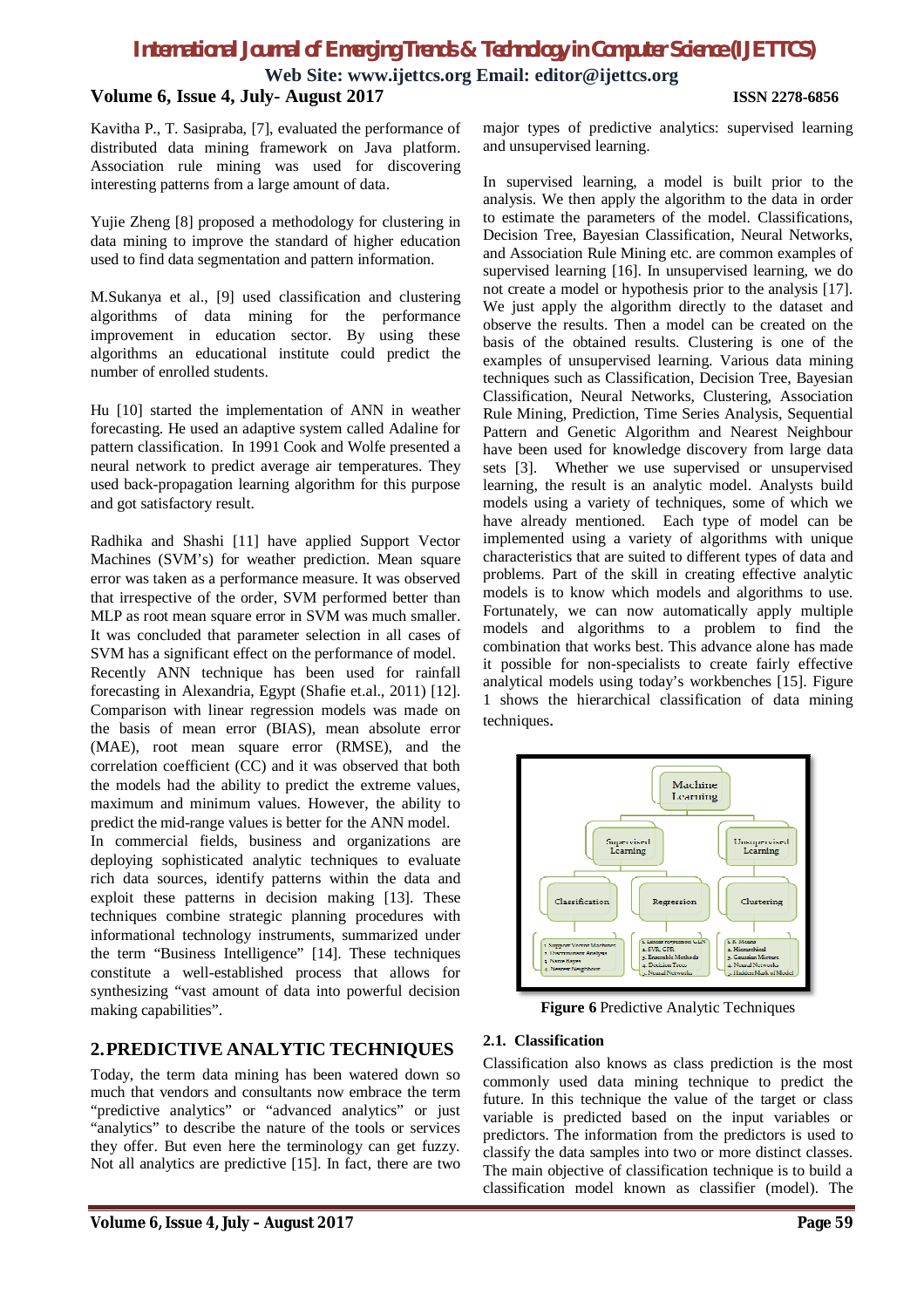Kavitha P., T. Sasipraba, [7], evaluated the performance of distributed data mining framework on Java platform. Association rule mining was used for discovering interesting patterns from a large amount of data.

Yujie Zheng [8] proposed a methodology for clustering in data mining to improve the standard of higher education used to find data segmentation and pattern information.

M.Sukanya et al., [9] used classification and clustering algorithms of data mining for the performance improvement in education sector. By using these algorithms an educational institute could predict the number of enrolled students.

Hu [10] started the implementation of ANN in weather forecasting. He used an adaptive system called Adaline for pattern classification. In 1991 Cook and Wolfe presented a neural network to predict average air temperatures. They used back-propagation learning algorithm for this purpose and got satisfactory result.

Radhika and Shashi [11] have applied Support Vector Machines (SVM's) for weather prediction. Mean square error was taken as a performance measure. It was observed that irrespective of the order, SVM performed better than MLP as root mean square error in SVM was much smaller. It was concluded that parameter selection in all cases of SVM has a significant effect on the performance of model. Recently ANN technique has been used for rainfall forecasting in Alexandria, Egypt (Shafie et.al., 2011) [12]. Comparison with linear regression models was made on the basis of mean error (BIAS), mean absolute error (MAE), root mean square error (RMSE), and the correlation coefficient (CC) and it was observed that both the models had the ability to predict the extreme values, maximum and minimum values. However, the ability to predict the mid-range values is better for the ANN model. In commercial fields, business and organizations are deploying sophisticated analytic techniques to evaluate rich data sources, identify patterns within the data and exploit these patterns in decision making [13]. These techniques combine strategic planning procedures with informational technology instruments, summarized under the term "Business Intelligence" [14]. These techniques constitute a well-established process that allows for synthesizing "vast amount of data into powerful decision making capabilities".

## 2. PREDICTIVE ANALYTIC TECHNIQUES

Today, the term data mining has been watered down so much that vendors and consultants now embrace the term "predictive analytics" or "advanced analytics" or just "analytics" to describe the nature of the tools or services they offer. But even here the terminology can get fuzzy. Not all analytics are predictive [15]. In fact, there are two major types of predictive analytics: supervised learning and unsupervised learning.

In supervised learning, a model is built prior to the analysis. We then apply the algorithm to the data in order to estimate the parameters of the model. Classifications, Decision Tree, Bayesian Classification, Neural Networks, and Association Rule Mining etc. are common examples of supervised learning [16]. In unsupervised learning, we do not create a model or hypothesis prior to the analysis [17]. We just apply the algorithm directly to the dataset and observe the results. Then a model can be created on the basis of the obtained results. Clustering is one of the examples of unsupervised learning. Various data mining techniques such as Classification, Decision Tree, Bayesian Classification, Neural Networks, Clustering, Association Rule Mining, Prediction, Time Series Analysis, Sequential Pattern and Genetic Algorithm and Nearest Neighbour have been used for knowledge discovery from large data sets [3]. Whether we use supervised or unsupervised learning, the result is an analytic model. Analysts build models using a variety of techniques, some of which we have already mentioned. Each type of model can be implemented using a variety of algorithms with unique characteristics that are suited to different types of data and problems. Part of the skill in creating effective analytic models is to know which models and algorithms to use. Fortunately, we can now automatically apply multiple models and algorithms to a problem to find the combination that works best. This advance alone has made it possible for non-specialists to create fairly effective analytical models using today's workbenches [15]. Figure 1 shows the hierarchical classification of data mining techniques.

**Figure 6** Predictive Analytic Techniques

### 2.1. Classification

Classification also knows as class prediction is the most commonly used data mining technique to predict the future. In this technique the value of the target or class variable is predicted based on the input variables or predictors. The information from the predictors is used to classify the data samples into two or more distinct classes. The main objective of classification technique is to build a classification model known as classifier (model). The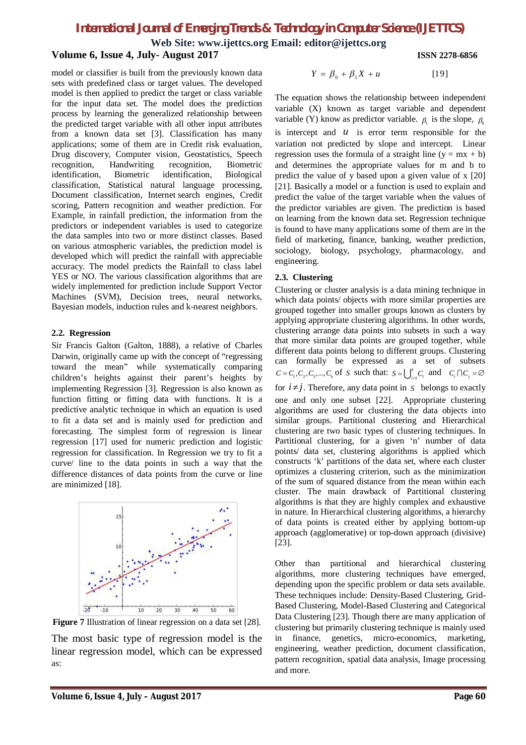model or classifier is built from the previously known data sets with predefined class or target values. The developed model is then applied to predict the target or class variable for the input data set. The model does the prediction process by learning the generalized relationship between the predicted target variable with all other input attributes from a known data set [3]. Classification has many applications; some of them are in Credit risk evaluation, Drug discovery, Computer vision, Geostatistics, Speech recognition, Handwriting recognition, Biometric identification, Biometric identification, Biological classification, Statistical natural language processing, Document classification, Internet search engines, Credit scoring, Pattern recognition and weather prediction. For Example, in rainfall prediction, the information from the predictors or independent variables is used to categorize the data samples into two or more distinct classes. Based on various atmospheric variables, the prediction model is developed which will predict the rainfall with appreciable accuracy. The model predicts the Rainfall to class label YES or NO. The various classification algorithms that are widely implemented for prediction include Support Vector Machines (SVM), Decision trees, neural networks, Bayesian models, induction rules and k-nearest neighbors.

## 2.2. Regression

Sir Francis Galton (Galton, 1888), a relative of Charles Darwin, originally came up with the concept of "regressing toward the mean" while systematically comparing children's heights against their parent's heights by implementing Regression [3]. Regression is also known as function fitting or fitting data with functions. It is a predictive analytic technique in which an equation is used to fit a data set and is mainly used for prediction and forecasting. The simplest form of regression is linear regression [17] used for numeric prediction and logistic regression for classification. In Regression we try to fit a curve/ line to the data points in such a way that the difference distances of data points from the curve or line are minimized [18].

**Figure 7** Illustration of linear regression on a data set [28].

The most basic type of regression model is the linear regression model, which can be expressed as:

$$Y = \beta_0 + \beta_1 X + u \qquad [19]$$

The equation shows the relationship between independent variable (X) known as target variable and dependent variable (Y) know as predictor variable. $\beta_1$ is the slope, $\beta_0$ is intercept and $u$ is error term responsible for the variation not predicted by slope and intercept. Linear regression uses the formula of a straight line (y = mx + b) and determines the appropriate values for m and b to predict the value of y based upon a given value of x [20] [21]. Basically a model or a function is used to explain and predict the value of the target variable when the values of the predictor variables are given. The prediction is based on learning from the known data set. Regression technique is found to have many applications some of them are in the field of marketing, finance, banking, weather prediction, sociology, biology, psychology, pharmacology, and engineering.

## 2.3. Clustering

Clustering or cluster analysis is a data mining technique in which data points/ objects with more similar properties are grouped together into smaller groups known as clusters by applying appropriate clustering algorithms. In other words, clustering arrange data points into subsets in such a way that more similar data points are grouped together, while different data points belong to different groups. Clustering can formally be expressed as a set of subsets $C = C_1, C_2, C_3, ..., C_k$ of $S$ such that: $S = \bigcup_{i=1}^{k} C_i$ and $C_i \cap C_j = \emptyset$ for $i \neq j$. Therefore, any data point in $S$ belongs to exactly one and only one subset [22]. Appropriate clustering algorithms are used for clustering the data objects into similar groups. Partitional clustering and Hierarchical clustering are two basic types of clustering techniques. In Partitional clustering, for a given 'n' number of data points/ data set, clustering algorithms is applied which constructs 'k' partitions of the data set, where each cluster optimizes a clustering criterion, such as the minimization of the sum of squared distance from the mean within each cluster. The main drawback of Partitional clustering algorithms is that they are highly complex and exhaustive in nature. In Hierarchical clustering algorithms, a hierarchy of data points is created either by applying bottom-up approach (agglomerative) or top-down approach (divisive) [23].

Other than partitional and hierarchical clustering algorithms, more clustering techniques have emerged, depending upon the specific problem or data sets available. These techniques include: Density-Based Clustering, Grid-Based Clustering, Model-Based Clustering and Categorical Data Clustering [23]. Though there are many application of clustering but primarily clustering technique is mainly used in finance, genetics, micro-economics, marketing, engineering, weather prediction, document classification, pattern recognition, spatial data analysis, Image processing and more.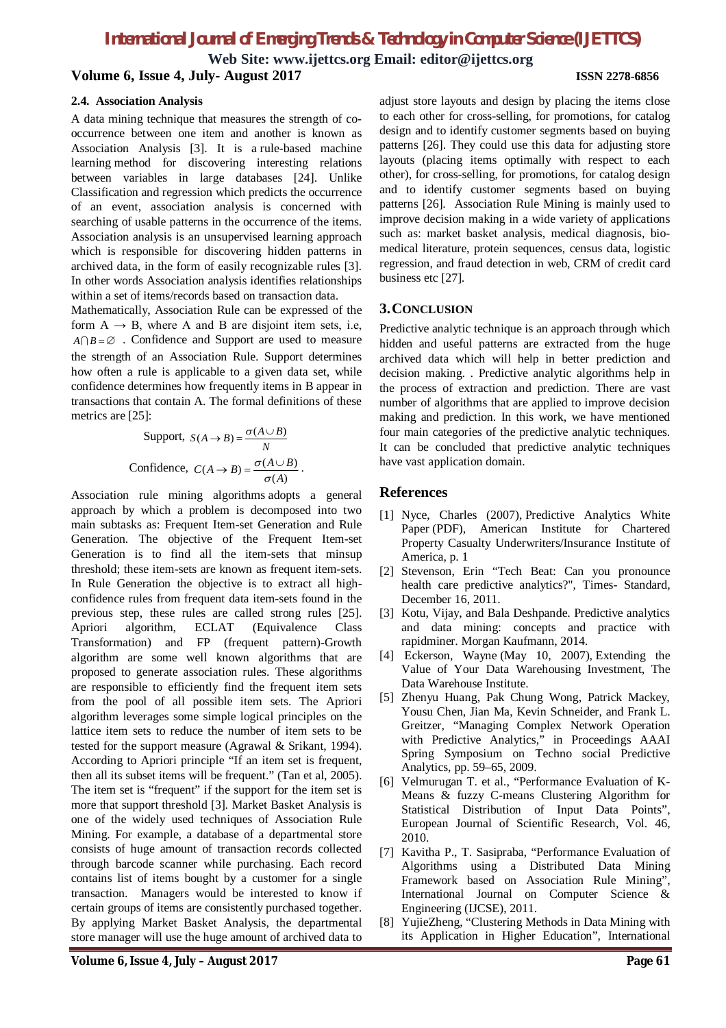### 2.4. Association Analysis

A data mining technique that measures the strength of co-occurrence between one item and another is known as Association Analysis [3]. It is a rule-based machine learning method for discovering interesting relations between variables in large databases [24]. Unlike Classification and regression which predicts the occurrence of an event, association analysis is concerned with searching of usable patterns in the occurrence of the items. Association analysis is an unsupervised learning approach which is responsible for discovering hidden patterns in archived data, in the form of easily recognizable rules [3]. In other words Association analysis identifies relationships within a set of items/records based on transaction data.

Mathematically, Association Rule can be expressed of the form A → B, where A and B are disjoint item sets, i.e, $A \cap B = \emptyset$ . Confidence and Support are used to measure the strength of an Association Rule. Support determines how often a rule is applicable to a given data set, while confidence determines how frequently items in B appear in transactions that contain A. The formal definitions of these metrics are [25]:

$$\text{Support, } S(A \rightarrow B) = \frac{\sigma(A \cup B)}{N}$$

$$\text{Confidence, } C(A \rightarrow B) = \frac{\sigma(A \cup B)}{\sigma(A)}.$$

Association rule mining algorithms adopts a general approach by which a problem is decomposed into two main subtasks as: Frequent Item-set Generation and Rule Generation. The objective of the Frequent Item-set Generation is to find all the item-sets that minsup threshold; these item-sets are known as frequent item-sets. In Rule Generation the objective is to extract all high-confidence rules from frequent data item-sets found in the previous step, these rules are called strong rules [25]. Apriori algorithm, ECLAT (Equivalence Class Transformation) and FP (frequent pattern)-Growth algorithm are some well known algorithms that are proposed to generate association rules. These algorithms are responsible to efficiently find the frequent item sets from the pool of all possible item sets. The Apriori algorithm leverages some simple logical principles on the lattice item sets to reduce the number of item sets to be tested for the support measure (Agrawal & Srikant, 1994). According to Apriori principle "If an item set is frequent, then all its subset items will be frequent." (Tan et al, 2005). The item set is "frequent" if the support for the item set is more that support threshold [3]. Market Basket Analysis is one of the widely used techniques of Association Rule Mining. For example, a database of a departmental store consists of huge amount of transaction records collected through barcode scanner while purchasing. Each record contains list of items bought by a customer for a single transaction. Managers would be interested to know if certain groups of items are consistently purchased together. By applying Market Basket Analysis, the departmental store manager will use the huge amount of archived data to adjust store layouts and design by placing the items close to each other for cross-selling, for promotions, for catalog design and to identify customer segments based on buying patterns [26]. They could use this data for adjusting store layouts (placing items optimally with respect to each other), for cross-selling, for promotions, for catalog design and to identify customer segments based on buying patterns [26]. Association Rule Mining is mainly used to improve decision making in a wide variety of applications such as: market basket analysis, medical diagnosis, bio-medical literature, protein sequences, census data, logistic regression, and fraud detection in web, CRM of credit card business etc [27].

## 3. Conclusion

Predictive analytic technique is an approach through which hidden and useful patterns are extracted from the huge archived data which will help in better prediction and decision making. . Predictive analytic algorithms help in the process of extraction and prediction. There are vast number of algorithms that are applied to improve decision making and prediction. In this work, we have mentioned four main categories of the predictive analytic techniques. It can be concluded that predictive analytic techniques have vast application domain.

## References

[1] Nyce, Charles (2007), Predictive Analytics White Paper (PDF), American Institute for Chartered Property Casualty Underwriters/Insurance Institute of America, p. 1

[2] Stevenson, Erin "Tech Beat: Can you pronounce health care predictive analytics?", Times- Standard, December 16, 2011.

[3] Kotu, Vijay, and Bala Deshpande. Predictive analytics and data mining: concepts and practice with rapidminer. Morgan Kaufmann, 2014.

[4] Eckerson, Wayne (May 10, 2007), Extending the Value of Your Data Warehousing Investment, The Data Warehouse Institute.

[5] Zhenyu Huang, Pak Chung Wong, Patrick Mackey, Yousu Chen, Jian Ma, Kevin Schneider, and Frank L. Greitzer, "Managing Complex Network Operation with Predictive Analytics," in Proceedings AAAI Spring Symposium on Techno social Predictive Analytics, pp. 59–65, 2009.

[6] Velmurugan T. et al., "Performance Evaluation of K-Means & fuzzy C-means Clustering Algorithm for Statistical Distribution of Input Data Points", European Journal of Scientific Research, Vol. 46, 2010.

[7] Kavitha P., T. Sasipraba, "Performance Evaluation of Algorithms using a Distributed Data Mining Framework based on Association Rule Mining", International Journal on Computer Science & Engineering (IJCSE), 2011.

[8] YujieZheng, "Clustering Methods in Data Mining with its Application in Higher Education", International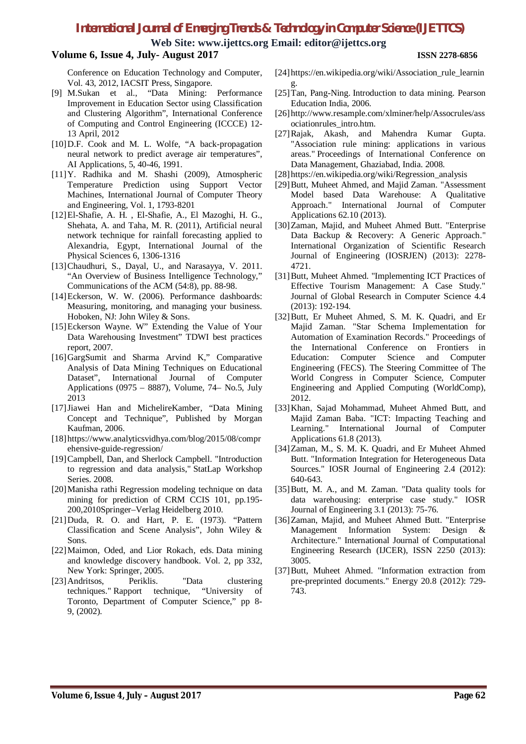Conference on Education Technology and Computer, Vol. 43, 2012, IACSIT Press, Singapore.

[9] M.Sukan et al., "Data Mining: Performance Improvement in Education Sector using Classification and Clustering Algorithm", International Conference of Computing and Control Engineering (ICCCE) 12-13 April, 2012

[10] D.F. Cook and M. L. Wolfe, "A back-propagation neural network to predict average air temperatures", AI Applications, 5, 40-46, 1991.

[11] Y. Radhika and M. Shashi (2009), Atmospheric Temperature Prediction using Support Vector Machines, International Journal of Computer Theory and Engineering, Vol. 1, 1793-8201

[12] El-Shafie, A. H. , El-Shafie, A., El Mazoghi, H. G., Shehata, A. and Taha, M. R. (2011), Artificial neural network technique for rainfall forecasting applied to Alexandria, Egypt, International Journal of the Physical Sciences 6, 1306-1316

[13] Chaudhuri, S., Dayal, U., and Narasayya, V. 2011. "An Overview of Business Intelligence Technology," Communications of the ACM (54:8), pp. 88-98.

[14] Eckerson, W. W. (2006). Performance dashboards: Measuring, monitoring, and managing your business. Hoboken, NJ: John Wiley & Sons.

[15] Eckerson Wayne. W" Extending the Value of Your Data Warehousing Investment" TDWI best practices report, 2007.

[16] GargSumit and Sharma Arvind K," Comparative Analysis of Data Mining Techniques on Educational Dataset", International Journal of Computer Applications (0975 – 8887), Volume, 74– No.5, July 2013

[17] Jiawei Han and MichelireKamber, "Data Mining Concept and Technique", Published by Morgan Kaufman, 2006.

[18] https://www.analyticsvidhya.com/blog/2015/08/comprehensive-guide-regression/

[19] Campbell, Dan, and Sherlock Campbell. "Introduction to regression and data analysis," StatLap Workshop Series. 2008.

[20] Manisha rathi Regression modeling technique on data mining for prediction of CRM CCIS 101, pp.195-200,2010Springer–Verlag Heidelberg 2010.

[21] Duda, R. O. and Hart, P. E. (1973). "Pattern Classification and Scene Analysis", John Wiley & Sons.

[22] Maimon, Oded, and Lior Rokach, eds. Data mining and knowledge discovery handbook. Vol. 2, pp 332, New York: Springer, 2005.

[23] Andritsos, Periklis. "Data clustering techniques." Rapport technique, "University of Toronto, Department of Computer Science," pp 8-9, (2002).

[24] https://en.wikipedia.org/wiki/Association_rule_learning.

[25] Tan, Pang-Ning. Introduction to data mining. Pearson Education India, 2006.

[26] http://www.resample.com/xlminer/help/Assocrules/associationrules_intro.htm.

[27] Rajak, Akash, and Mahendra Kumar Gupta. "Association rule mining: applications in various areas." Proceedings of International Conference on Data Management, Ghaziabad, India. 2008.

[28] https://en.wikipedia.org/wiki/Regression_analysis

[29] Butt, Muheet Ahmed, and Majid Zaman. "Assessment Model based Data Warehouse: A Qualitative Approach." International Journal of Computer Applications 62.10 (2013).

[30] Zaman, Majid, and Muheet Ahmed Butt. "Enterprise Data Backup & Recovery: A Generic Approach." International Organization of Scientific Research Journal of Engineering (IOSRJEN) (2013): 2278-4721.

[31] Butt, Muheet Ahmed. "Implementing ICT Practices of Effective Tourism Management: A Case Study." Journal of Global Research in Computer Science 4.4 (2013): 192-194.

[32] Butt, Er Muheet Ahmed, S. M. K. Quadri, and Er Majid Zaman. "Star Schema Implementation for Automation of Examination Records." Proceedings of the International Conference on Frontiers in Education: Computer Science and Computer Engineering (FECS). The Steering Committee of The World Congress in Computer Science, Computer Engineering and Applied Computing (WorldComp), 2012.

[33] Khan, Sajad Mohammad, Muheet Ahmed Butt, and Majid Zaman Baba. "ICT: Impacting Teaching and Learning." International Journal of Computer Applications 61.8 (2013).

[34] Zaman, M., S. M. K. Quadri, and Er Muheet Ahmed Butt. "Information Integration for Heterogeneous Data Sources." IOSR Journal of Engineering 2.4 (2012): 640-643.

[35] Butt, M. A., and M. Zaman. "Data quality tools for data warehousing: enterprise case study." IOSR Journal of Engineering 3.1 (2013): 75-76.

[36] Zaman, Majid, and Muheet Ahmed Butt. "Enterprise Management Information System: Design & Architecture." International Journal of Computational Engineering Research (IJCER), ISSN 2250 (2013): 3005.

[37] Butt, Muheet Ahmed. "Information extraction from pre-preprinted documents." Energy 20.8 (2012): 729-743.